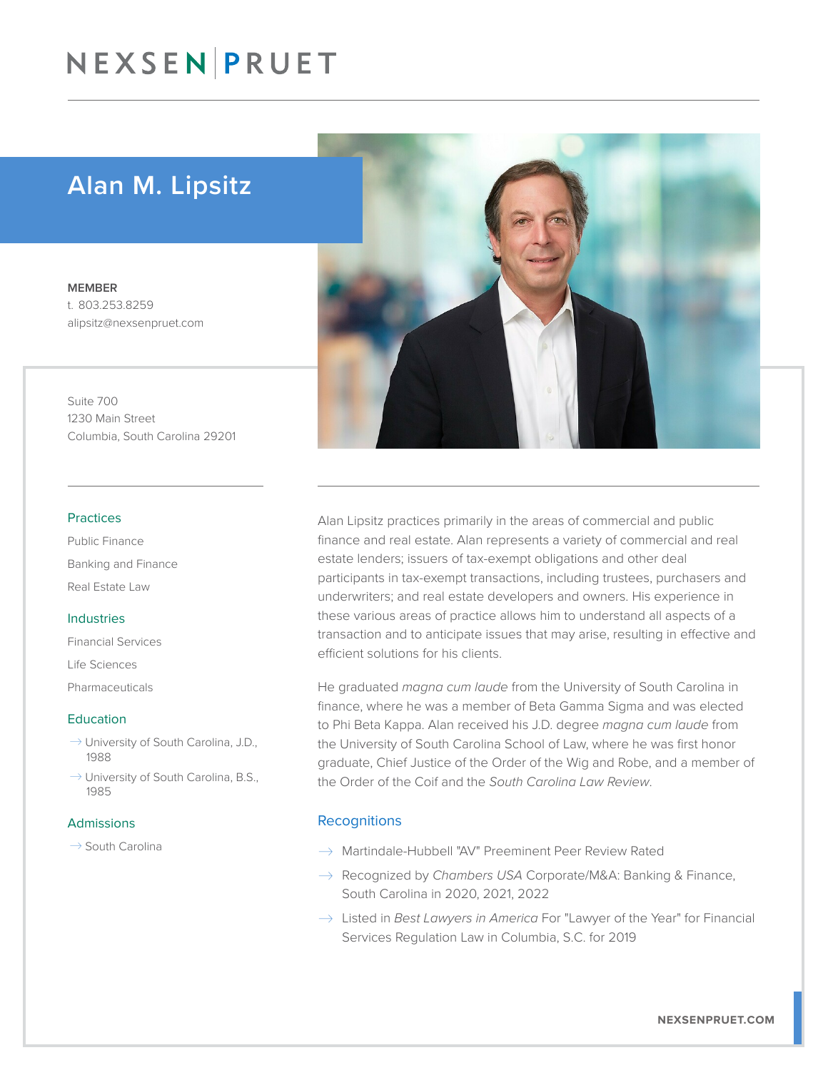# Alan M. Lipsitz

**MEMBER**
t. 803.253.8259
alipsitz@nexsenpruet.com

Suite 700
1230 Main Street
Columbia, South Carolina 29201

### Practices

Public Finance

Banking and Finance

Real Estate Law

### Industries

Financial Services

Life Sciences

Pharmaceuticals

### Education

- University of South Carolina, J.D., 1988
- University of South Carolina, B.S., 1985

### Admissions

- South Carolina

Alan Lipsitz practices primarily in the areas of commercial and public finance and real estate. Alan represents a variety of commercial and real estate lenders; issuers of tax-exempt obligations and other deal participants in tax-exempt transactions, including trustees, purchasers and underwriters; and real estate developers and owners. His experience in these various areas of practice allows him to understand all aspects of a transaction and to anticipate issues that may arise, resulting in effective and efficient solutions for his clients.

He graduated *magna cum laude* from the University of South Carolina in finance, where he was a member of Beta Gamma Sigma and was elected to Phi Beta Kappa. Alan received his J.D. degree *magna cum laude* from the University of South Carolina School of Law, where he was first honor graduate, Chief Justice of the Order of the Wig and Robe, and a member of the Order of the Coif and the *South Carolina Law Review*.

### Recognitions

- Martindale-Hubbell "AV" Preeminent Peer Review Rated
- Recognized by *Chambers USA* Corporate/M&A: Banking & Finance, South Carolina in 2020, 2021, 2022
- Listed in *Best Lawyers in America* For "Lawyer of the Year" for Financial Services Regulation Law in Columbia, S.C. for 2019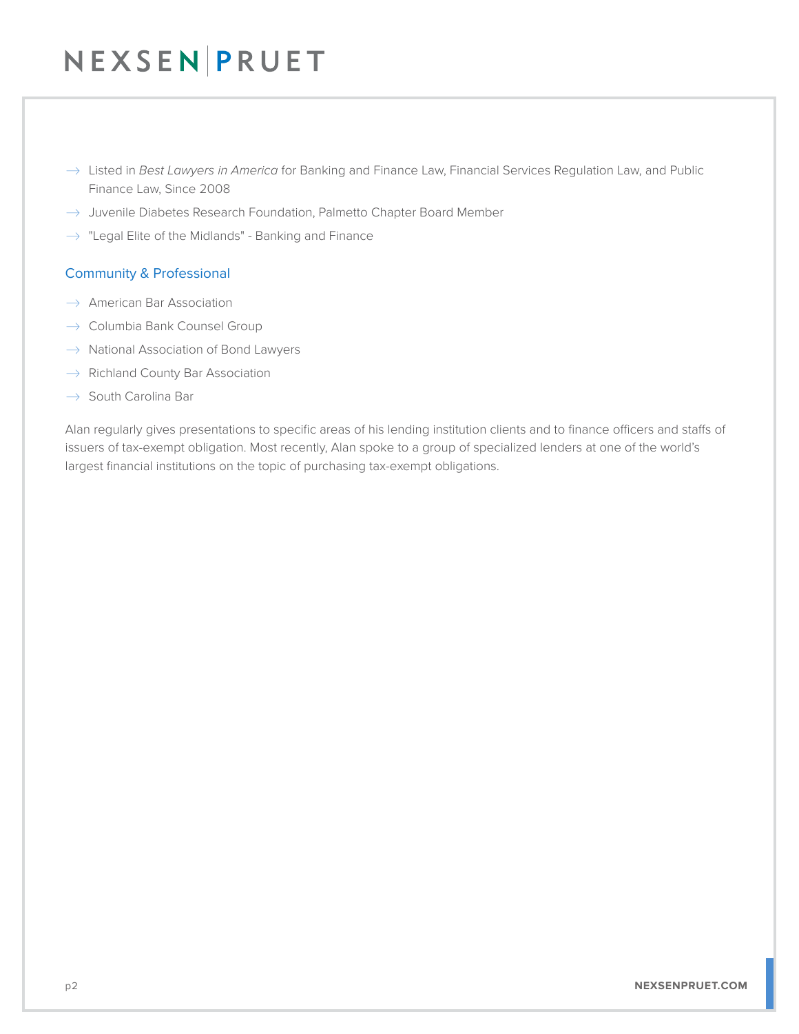- Listed in *Best Lawyers in America* for Banking and Finance Law, Financial Services Regulation Law, and Public Finance Law, Since 2008
- Juvenile Diabetes Research Foundation, Palmetto Chapter Board Member
- "Legal Elite of the Midlands" - Banking and Finance

## Community & Professional

- American Bar Association
- Columbia Bank Counsel Group
- National Association of Bond Lawyers
- Richland County Bar Association
- South Carolina Bar

Alan regularly gives presentations to specific areas of his lending institution clients and to finance officers and staffs of issuers of tax-exempt obligation. Most recently, Alan spoke to a group of specialized lenders at one of the world's largest financial institutions on the topic of purchasing tax-exempt obligations.